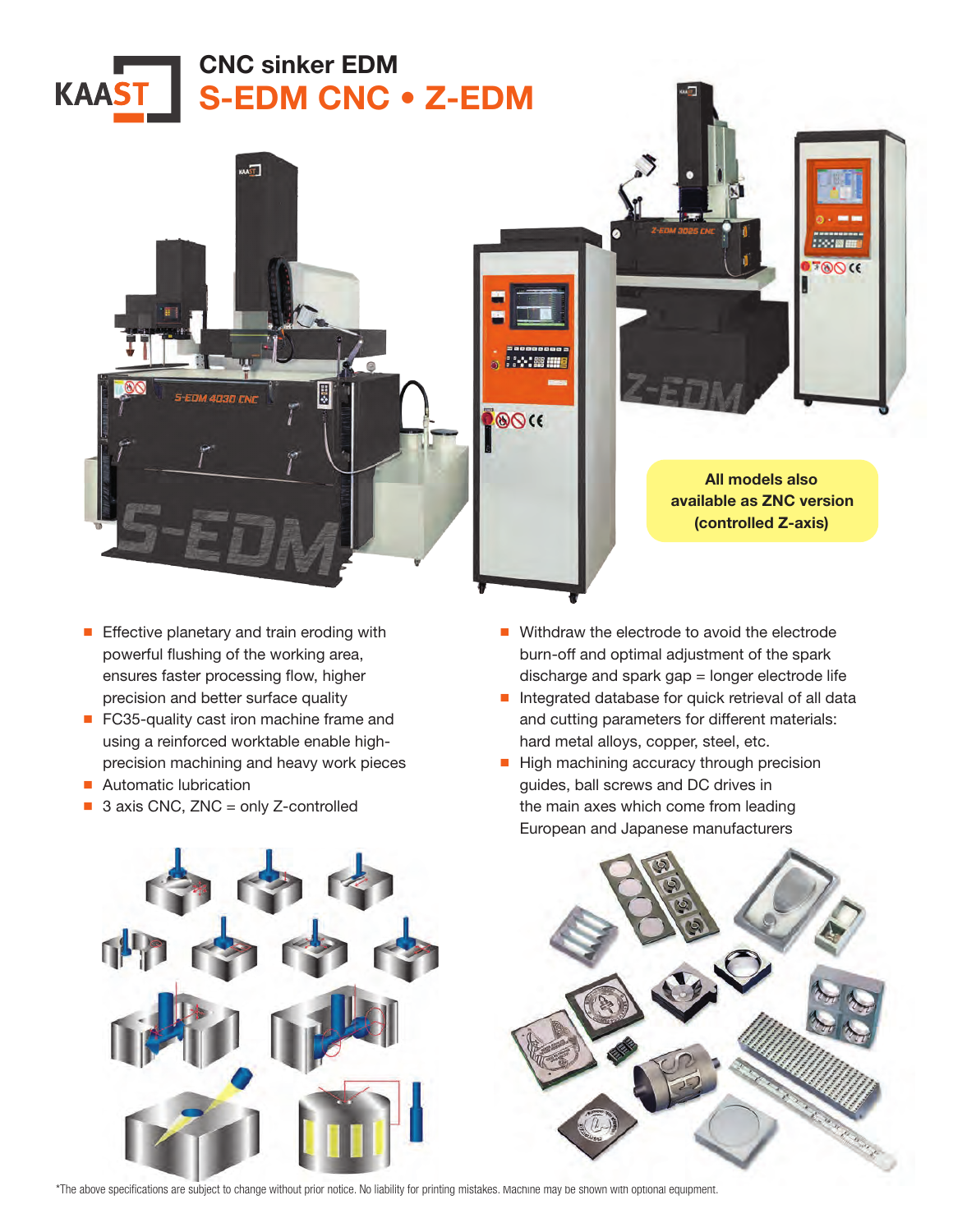KAAST

# CNC sinker EDM

## S-EDM CNC • Z-EDM

**All models also available as ZNC version (controlled Z-axis)**

- Effective planetary and train eroding with powerful flushing of the working area, ensures faster processing flow, higher precision and better surface quality
- FC35-quality cast iron machine frame and using a reinforced worktable enable high-precision machining and heavy work pieces
- Automatic lubrication
- 3 axis CNC, ZNC = only Z-controlled
- Withdraw the electrode to avoid the electrode burn-off and optimal adjustment of the spark discharge and spark gap = longer electrode life
- Integrated database for quick retrieval of all data and cutting parameters for different materials: hard metal alloys, copper, steel, etc.
- High machining accuracy through precision guides, ball screws and DC drives in the main axes which come from leading European and Japanese manufacturers

*The above specifications are subject to change without prior notice. No liability for printing mistakes. Machine may be shown with optional equipment.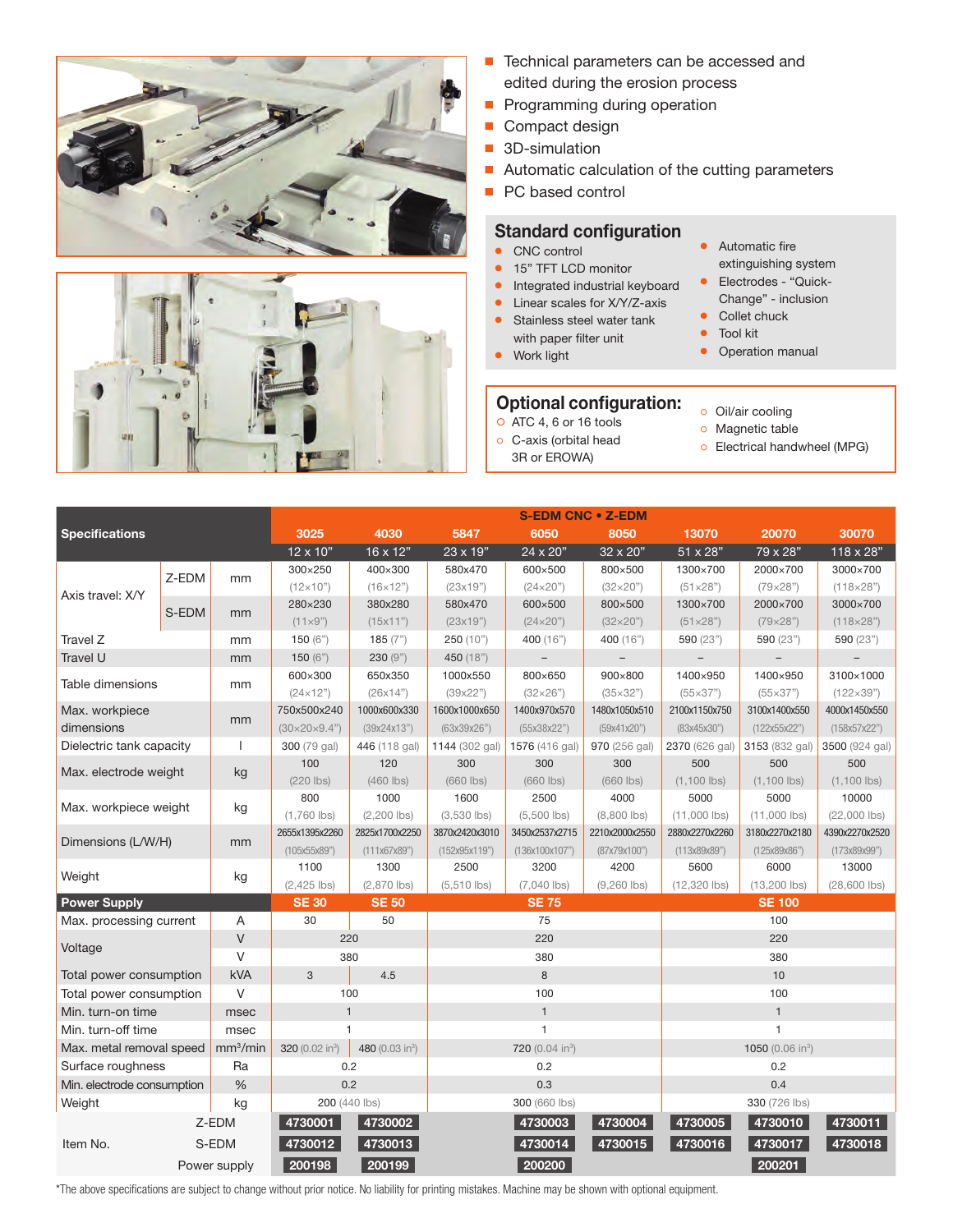- Technical parameters can be accessed and edited during the erosion process
- Programming during operation
- Compact design
- 3D-simulation
- Automatic calculation of the cutting parameters
- PC based control

## Standard configuration

- CNC control
- 15” TFT LCD monitor
- Integrated industrial keyboard
- Linear scales for X/Y/Z-axis
- Stainless steel water tank with paper filter unit
- Work light
- Automatic fire extinguishing system
- Electrodes - “Quick-Change” - inclusion
- Collet chuck
- Tool kit
- Operation manual

## Optional configuration:

- ATC 4, 6 or 16 tools
- C-axis (orbital head 3R or EROWA)
- Oil/air cooling
- Magnetic table
- Electrical handwheel (MPG)

| Specifications | | | S-EDM CNC • Z-EDM | | | | | | | |
|---|---|---|---|---|---|---|---|---|---|---|
| | | | 3025 | 4030 | 5847 | 6050 | 8050 | 13070 | 20070 | 30070 |
| | | | 12 x 10” | 16 x 12” | 23 x 19” | 24 x 20” | 32 x 20” | 51 x 28” | 79 x 28” | 118 x 28” |
| Axis travel: X/Y | Z-EDM | mm | 300×250 (12×10”) | 400×300 (16×12”) | 580x470 (23x19”) | 600×500 (24×20”) | 800×500 (32×20”) | 1300×700 (51×28”) | 2000×700 (79×28”) | 3000×700 (118×28”) |
| | S-EDM | mm | 280×230 (11×9”) | 380x280 (15x11”) | 580x470 (23x19”) | 600×500 (24×20”) | 800×500 (32×20”) | 1300×700 (51×28”) | 2000×700 (79×28”) | 3000×700 (118×28”) |
| Travel Z | | mm | 150 (6”) | 185 (7”) | 250 (10”) | 400 (16”) | 400 (16”) | 590 (23”) | 590 (23”) | 590 (23”) |
| Travel U | | mm | 150 (6”) | 230 (9”) | 450 (18”) | – | – | – | – | – |
| Table dimensions | | mm | 600×300 (24×12”) | 650x350 (26x14”) | 1000x550 (39x22”) | 800×650 (32×26”) | 900×800 (35×32”) | 1400×950 (55×37”) | 1400×950 (55×37”) | 3100×1000 (122×39”) |
| Max. workpiece dimensions | | mm | 750x500x240 (30×20×9.4”) | 1000x600x330 (39x24x13”) | 1600x1000x650 (63x39x26”) | 1400x970x570 (55x38x22”) | 1480x1050x510 (59x41x20”) | 2100x1150x750 (83x45x30”) | 3100x1400x550 (122x55x22”) | 4000x1450x550 (158x57x22”) |
| Dielectric tank capacity | | l | 300 (79 gal) | 446 (118 gal) | 1144 (302 gal) | 1576 (416 gal) | 970 (256 gal) | 2370 (626 gal) | 3153 (832 gal) | 3500 (924 gal) |
| Max. electrode weight | | kg | 100 (220 lbs) | 120 (460 lbs) | 300 (660 lbs) | 300 (660 lbs) | 300 (660 lbs) | 500 (1,100 lbs) | 500 (1,100 lbs) | 500 (1,100 lbs) |
| Max. workpiece weight | | kg | 800 (1,760 lbs) | 1000 (2,200 lbs) | 1600 (3,530 lbs) | 2500 (5,500 lbs) | 4000 (8,800 lbs) | 5000 (11,000 lbs) | 5000 (11,000 lbs) | 10000 (22,000 lbs) |
| Dimensions (L/W/H) | | mm | 2655x1395x2260 (105x55x89”) | 2825x1700x2250 (111x67x89”) | 3870x2420x3010 (152x95x119”) | 3450x2537x2715 (136x100x107”) | 2210x2000x2550 (87x79x100”) | 2880x2270x2260 (113x89x89”) | 3180x2270x2180 (125x89x86”) | 4390x2270x2520 (173x89x99”) |
| Weight | | kg | 1100 (2,425 lbs) | 1300 (2,870 lbs) | 2500 (5,510 lbs) | 3200 (7,040 lbs) | 4200 (9,260 lbs) | 5600 (12,320 lbs) | 6000 (13,200 lbs) | 13000 (28,600 lbs) |
| **Power Supply** | | | **SE 30** | **SE 50** | | **SE 75** | | | **SE 100** | |
| Max. processing current | | A | 30 | 50 | | 75 | | | 100 | |
| Voltage | | V | 220 | | | 220 | | | 220 | |
| | | V | 380 | | | 380 | | | 380 | |
| Total power consumption | | kVA | 3 | 4.5 | | 8 | | | 10 | |
| Total power consumption | | V | 100 | | | 100 | | | 100 | |
| Min. turn-on time | | msec | 1 | | | 1 | | | 1 | |
| Min. turn-off time | | msec | 1 | | | 1 | | | 1 | |
| Max. metal removal speed | | mm³/min | 320 (0.02 in³) | 480 (0.03 in³) | | 720 (0.04 in³) | | | 1050 (0.06 in³) | |
| Surface roughness | | Ra | 0.2 | | | 0.2 | | | 0.2 | |
| Min. electrode consumption | | % | 0.2 | | | 0.3 | | | 0.4 | |
| Weight | | kg | 200 (440 lbs) | | | 300 (660 lbs) | | | 330 (726 lbs) | |
| Item No. | Z-EDM | | 4730001 | 4730002 | | 4730003 | 4730004 | 4730005 | 4730010 | 4730011 |
| | S-EDM | | 4730012 | 4730013 | | 4730014 | 4730015 | 4730016 | 4730017 | 4730018 |
| | Power supply | | 200198 | 200199 | | 200200 | | | 200201 | |

*The above specifications are subject to change without prior notice. No liability for printing mistakes. Machine may be shown with optional equipment.